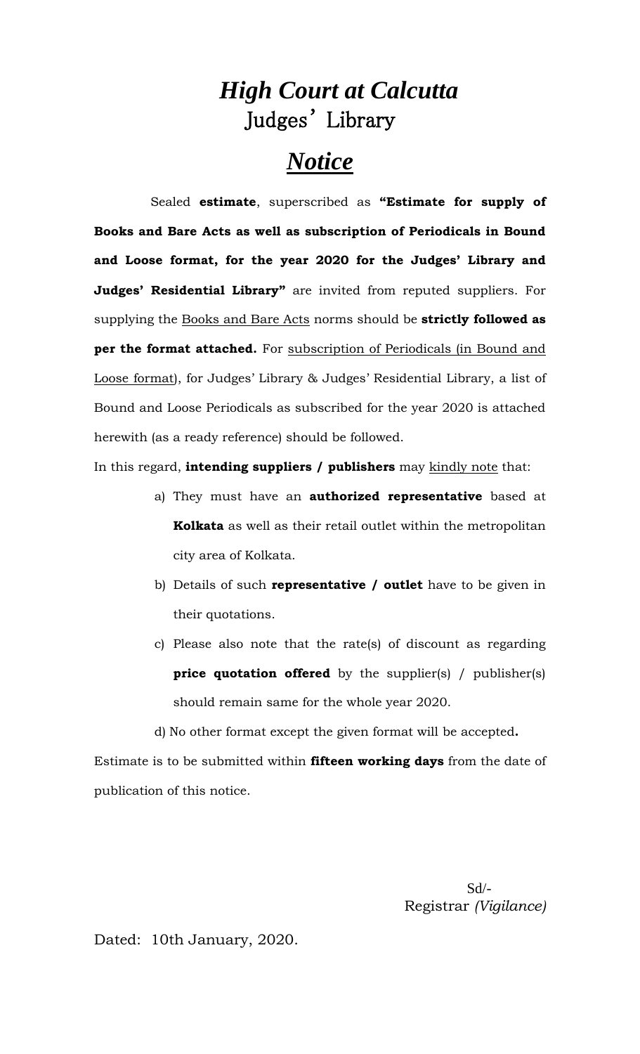# *High Court at Calcutta*

## Judges' Library

## ***Notice***

Sealed **estimate**, superscribed as **"Estimate for supply of Books and Bare Acts as well as subscription of Periodicals in Bound and Loose format, for the year 2020 for the Judges' Library and Judges' Residential Library"** are invited from reputed suppliers. For supplying the Books and Bare Acts norms should be **strictly followed as per the format attached.** For subscription of Periodicals (in Bound and Loose format), for Judges' Library & Judges' Residential Library, a list of Bound and Loose Periodicals as subscribed for the year 2020 is attached herewith (as a ready reference) should be followed.

In this regard, **intending suppliers / publishers** may kindly note that:

a) They must have an **authorized representative** based at **Kolkata** as well as their retail outlet within the metropolitan city area of Kolkata.

b) Details of such **representative / outlet** have to be given in their quotations.

c) Please also note that the rate(s) of discount as regarding **price quotation offered** by the supplier(s) / publisher(s) should remain same for the whole year 2020.

d) No other format except the given format will be accepted**.**

Estimate is to be submitted within **fifteen working days** from the date of publication of this notice.

Sd/-
Registrar *(Vigilance)*

Dated: 10th January, 2020.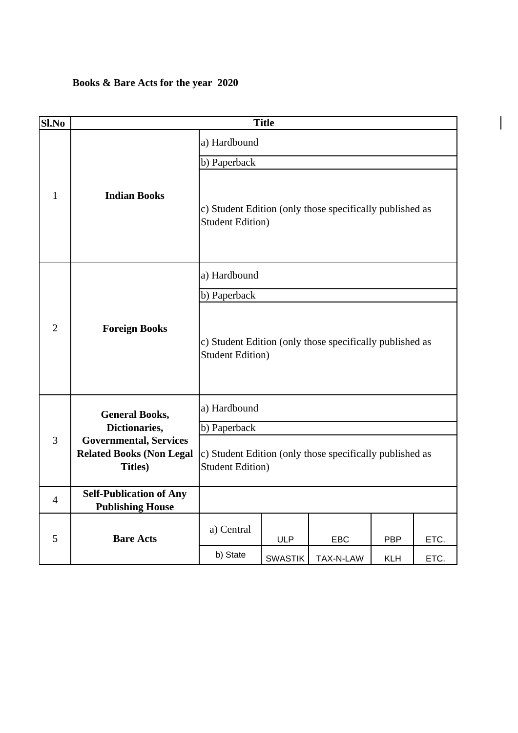**Books & Bare Acts for the year 2020**

| Sl.No | Title | | | | | |
|---|---|---|---|---|---|---|
| 1 | **Indian Books** | a) Hardbound | | | | |
| | | b) Paperback | | | | |
| | | c) Student Edition (only those specifically published as Student Edition) | | | | |
| 2 | **Foreign Books** | a) Hardbound | | | | |
| | | b) Paperback | | | | |
| | | c) Student Edition (only those specifically published as Student Edition) | | | | |
| 3 | **General Books, Dictionaries, Governmental, Services Related Books (Non Legal Titles)** | a) Hardbound | | | | |
| | | b) Paperback | | | | |
| | | c) Student Edition (only those specifically published as Student Edition) | | | | |
| 4 | **Self-Publication of Any Publishing House** | | | | | |
| 5 | **Bare Acts** | a) Central | ULP | EBC | PBP | ETC. |
| | | b) State | SWASTIK | TAX-N-LAW | KLH | ETC. |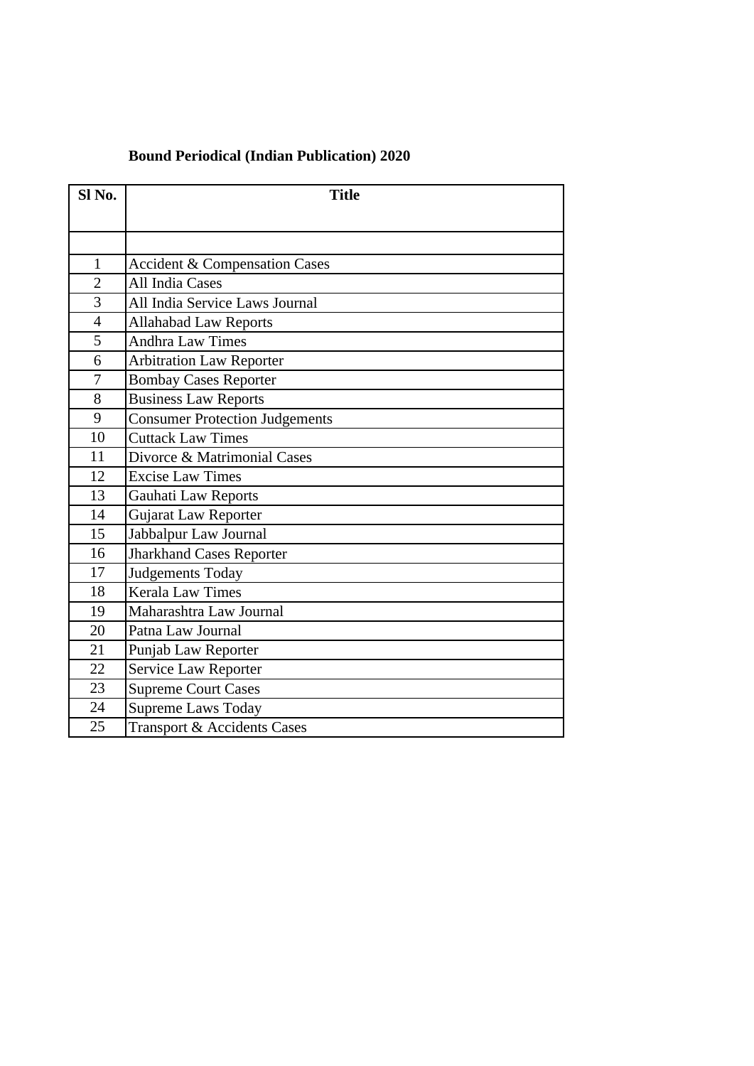**Bound Periodical (Indian Publication) 2020**

| Sl No. | Title |
|---|---|
| | |
| 1 | Accident & Compensation Cases |
| 2 | All India Cases |
| 3 | All India Service Laws Journal |
| 4 | Allahabad Law Reports |
| 5 | Andhra Law Times |
| 6 | Arbitration Law Reporter |
| 7 | Bombay Cases Reporter |
| 8 | Business Law Reports |
| 9 | Consumer Protection Judgements |
| 10 | Cuttack Law Times |
| 11 | Divorce & Matrimonial Cases |
| 12 | Excise Law Times |
| 13 | Gauhati Law Reports |
| 14 | Gujarat Law Reporter |
| 15 | Jabbalpur Law Journal |
| 16 | Jharkhand Cases Reporter |
| 17 | Judgements Today |
| 18 | Kerala Law Times |
| 19 | Maharashtra Law Journal |
| 20 | Patna Law Journal |
| 21 | Punjab Law Reporter |
| 22 | Service Law Reporter |
| 23 | Supreme Court Cases |
| 24 | Supreme Laws Today |
| 25 | Transport & Accidents Cases |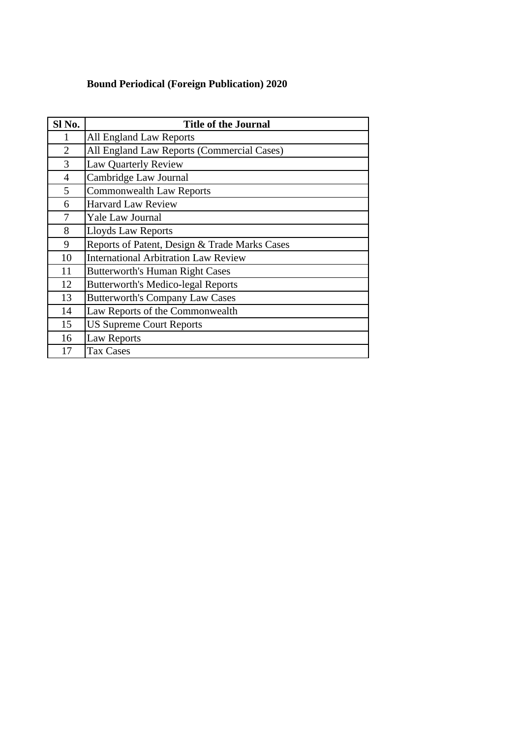**Bound Periodical (Foreign Publication) 2020**

| Sl No. | Title of the Journal |
| --- | --- |
| 1 | All England Law Reports |
| 2 | All England Law Reports (Commercial Cases) |
| 3 | Law Quarterly Review |
| 4 | Cambridge Law Journal |
| 5 | Commonwealth Law Reports |
| 6 | Harvard Law Review |
| 7 | Yale Law Journal |
| 8 | Lloyds Law Reports |
| 9 | Reports of Patent, Design & Trade Marks Cases |
| 10 | International Arbitration Law Review |
| 11 | Butterworth's Human Right Cases |
| 12 | Butterworth's Medico-legal Reports |
| 13 | Butterworth's Company Law Cases |
| 14 | Law Reports of the Commonwealth |
| 15 | US Supreme Court Reports |
| 16 | Law Reports |
| 17 | Tax Cases |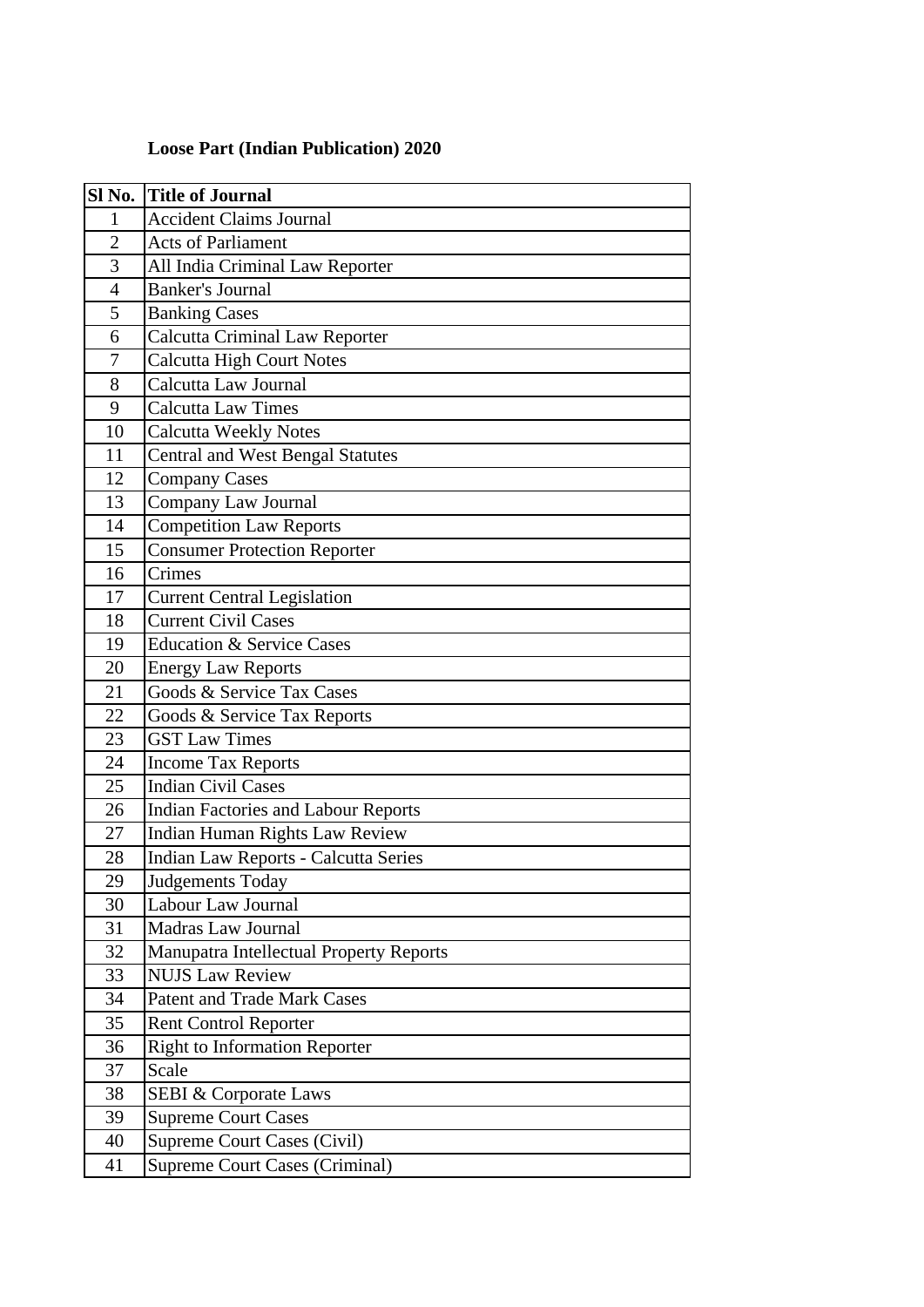**Loose Part (Indian Publication) 2020**

| Sl No. | Title of Journal |
|---|---|
| 1 | Accident Claims Journal |
| 2 | Acts of Parliament |
| 3 | All India Criminal Law Reporter |
| 4 | Banker's Journal |
| 5 | Banking Cases |
| 6 | Calcutta Criminal Law Reporter |
| 7 | Calcutta High Court Notes |
| 8 | Calcutta Law Journal |
| 9 | Calcutta Law Times |
| 10 | Calcutta Weekly Notes |
| 11 | Central and West Bengal Statutes |
| 12 | Company Cases |
| 13 | Company Law Journal |
| 14 | Competition Law Reports |
| 15 | Consumer Protection Reporter |
| 16 | Crimes |
| 17 | Current Central Legislation |
| 18 | Current Civil Cases |
| 19 | Education & Service Cases |
| 20 | Energy Law Reports |
| 21 | Goods & Service Tax Cases |
| 22 | Goods & Service Tax Reports |
| 23 | GST Law Times |
| 24 | Income Tax Reports |
| 25 | Indian Civil Cases |
| 26 | Indian Factories and Labour Reports |
| 27 | Indian Human Rights Law Review |
| 28 | Indian Law Reports - Calcutta Series |
| 29 | Judgements Today |
| 30 | Labour Law Journal |
| 31 | Madras Law Journal |
| 32 | Manupatra Intellectual Property Reports |
| 33 | NUJS Law Review |
| 34 | Patent and Trade Mark Cases |
| 35 | Rent Control Reporter |
| 36 | Right to Information Reporter |
| 37 | Scale |
| 38 | SEBI & Corporate Laws |
| 39 | Supreme Court Cases |
| 40 | Supreme Court Cases (Civil) |
| 41 | Supreme Court Cases (Criminal) |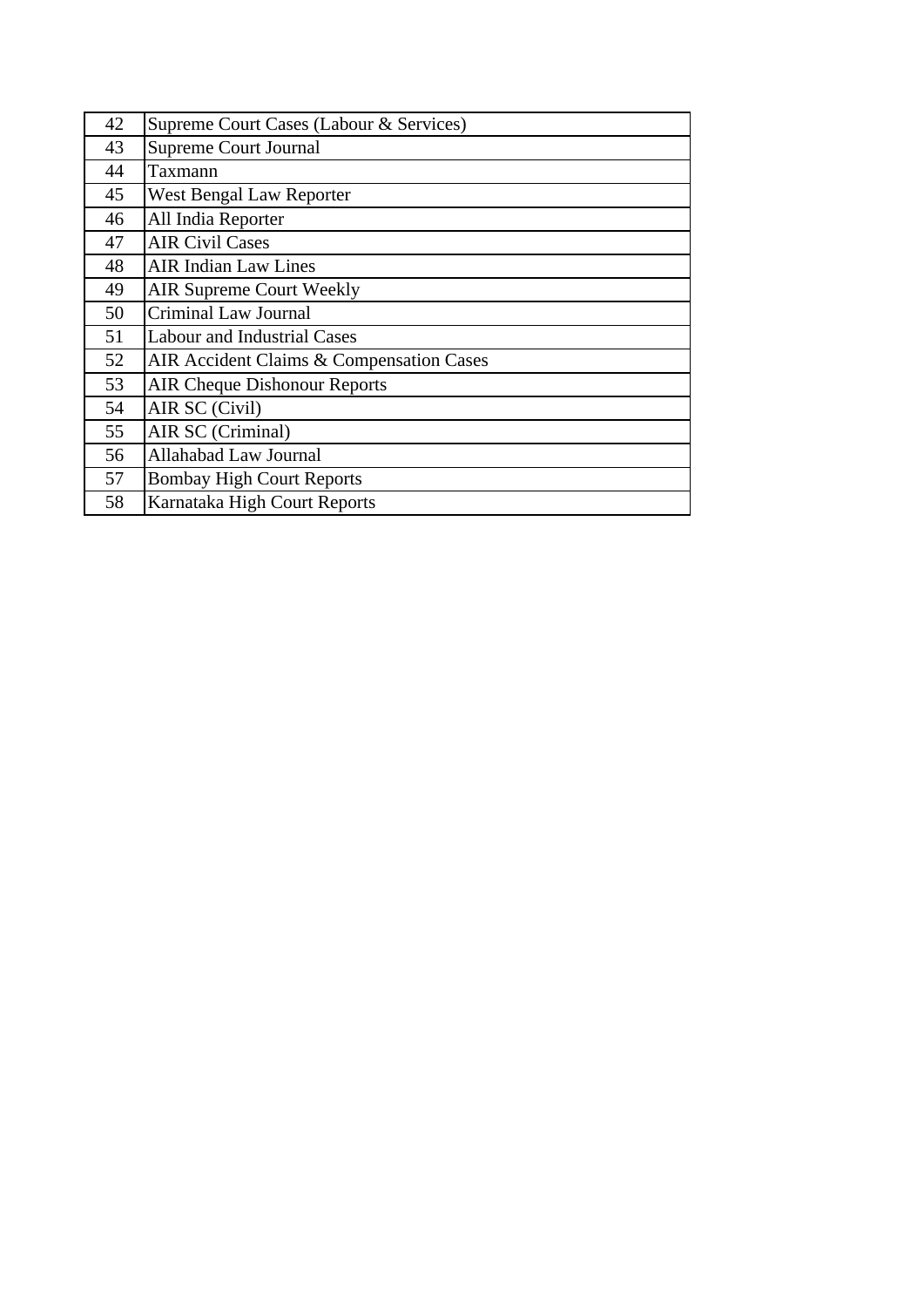| | |
|---|---|
| 42 | Supreme Court Cases (Labour & Services) |
| 43 | Supreme Court Journal |
| 44 | Taxmann |
| 45 | West Bengal Law Reporter |
| 46 | All India Reporter |
| 47 | AIR Civil Cases |
| 48 | AIR Indian Law Lines |
| 49 | AIR Supreme Court Weekly |
| 50 | Criminal Law Journal |
| 51 | Labour and Industrial Cases |
| 52 | AIR Accident Claims & Compensation Cases |
| 53 | AIR Cheque Dishonour Reports |
| 54 | AIR SC (Civil) |
| 55 | AIR SC (Criminal) |
| 56 | Allahabad Law Journal |
| 57 | Bombay High Court Reports |
| 58 | Karnataka High Court Reports |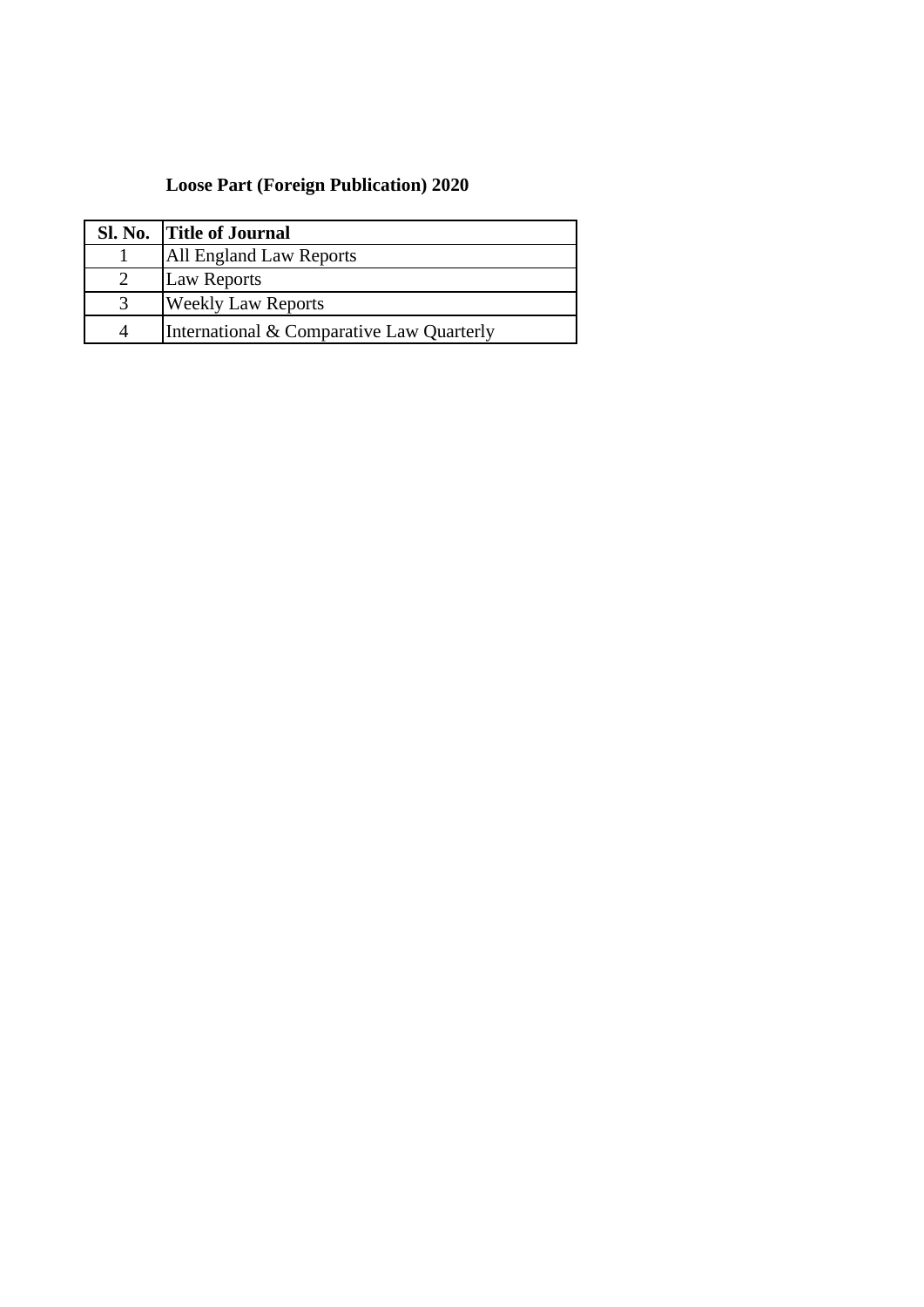**Loose Part (Foreign Publication) 2020**

| Sl. No. | Title of Journal |
|---|---|
| 1 | All England Law Reports |
| 2 | Law Reports |
| 3 | Weekly Law Reports |
| 4 | International & Comparative Law Quarterly |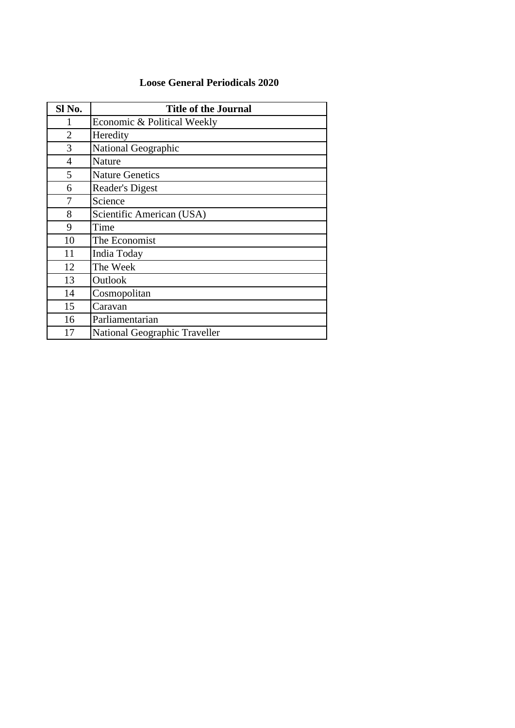# Loose General Periodicals 2020

| Sl No. | Title of the Journal |
|---|---|
| 1 | Economic & Political Weekly |
| 2 | Heredity |
| 3 | National Geographic |
| 4 | Nature |
| 5 | Nature Genetics |
| 6 | Reader's Digest |
| 7 | Science |
| 8 | Scientific American (USA) |
| 9 | Time |
| 10 | The Economist |
| 11 | India Today |
| 12 | The Week |
| 13 | Outlook |
| 14 | Cosmopolitan |
| 15 | Caravan |
| 16 | Parliamentarian |
| 17 | National Geographic Traveller |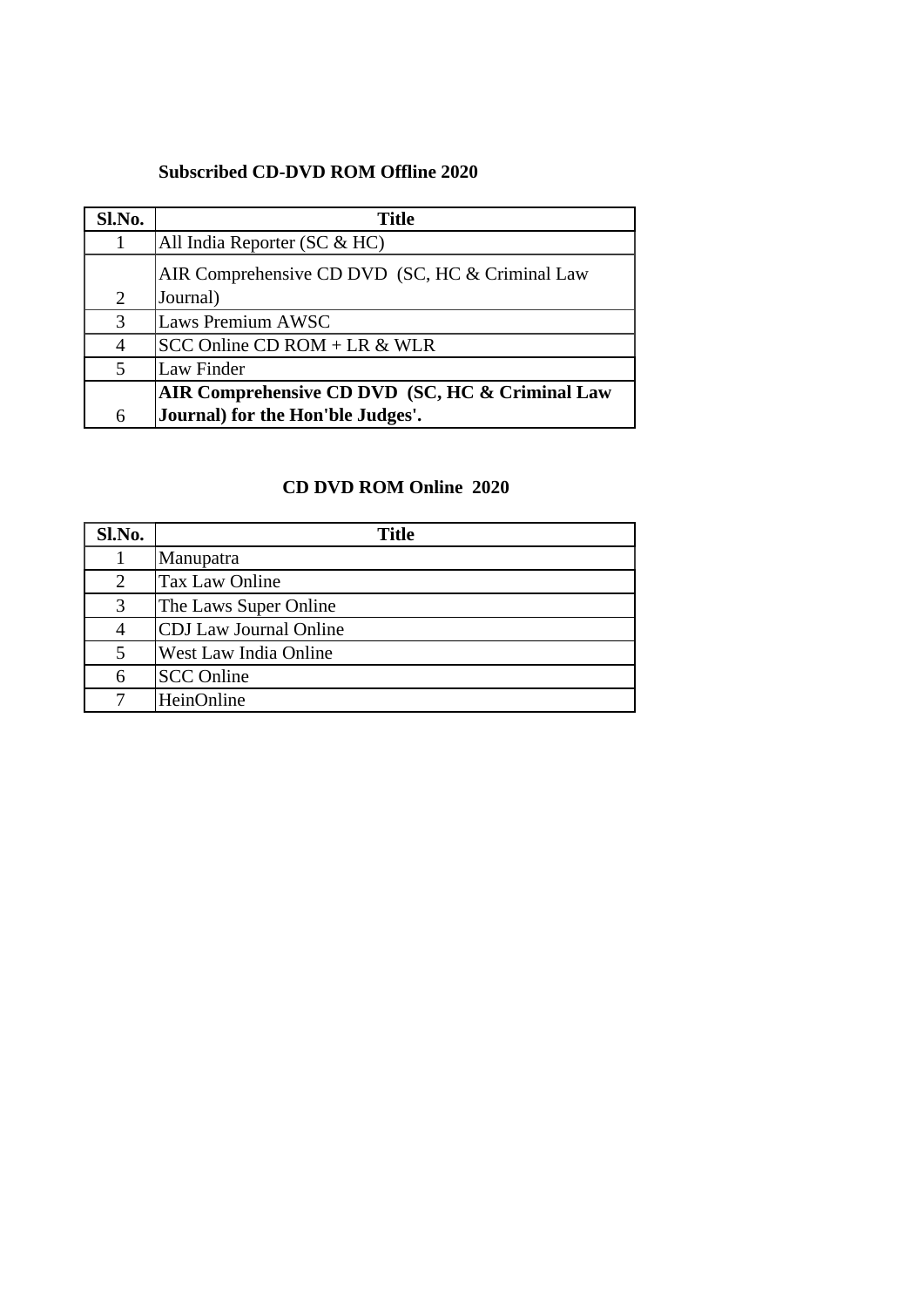**Subscribed CD-DVD ROM Offline 2020**

| Sl.No. | Title |
|---|---|
| 1 | All India Reporter (SC & HC) |
| 2 | AIR Comprehensive CD DVD (SC, HC & Criminal Law Journal) |
| 3 | Laws Premium AWSC |
| 4 | SCC Online CD ROM + LR & WLR |
| 5 | Law Finder |
| 6 | **AIR Comprehensive CD DVD (SC, HC & Criminal Law Journal) for the Hon'ble Judges'.** |

**CD DVD ROM Online 2020**

| Sl.No. | Title |
|---|---|
| 1 | Manupatra |
| 2 | Tax Law Online |
| 3 | The Laws Super Online |
| 4 | CDJ Law Journal Online |
| 5 | West Law India Online |
| 6 | SCC Online |
| 7 | HeinOnline |